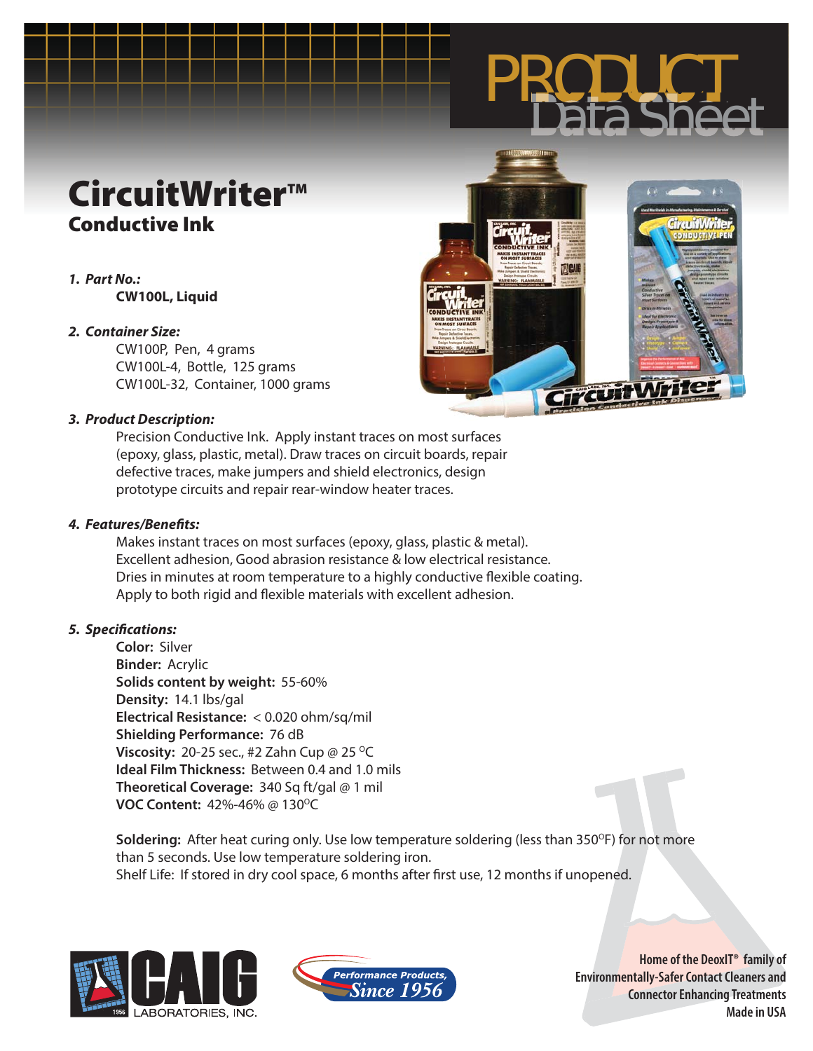PRODUCT Data Sheet

# CircuitWriter™

## Conductive Ink

***1. Part No.:***

**CW100L, Liquid**

***2. Container Size:***

CW100P, Pen, 4 grams
CW100L-4, Bottle, 125 grams
CW100L-32, Container, 1000 grams

***3. Product Description:***

Precision Conductive Ink. Apply instant traces on most surfaces (epoxy, glass, plastic, metal). Draw traces on circuit boards, repair defective traces, make jumpers and shield electronics, design prototype circuits and repair rear-window heater traces.

***4. Features/Benefits:***

Makes instant traces on most surfaces (epoxy, glass, plastic & metal).
Excellent adhesion, Good abrasion resistance & low electrical resistance.
Dries in minutes at room temperature to a highly conductive flexible coating.
Apply to both rigid and flexible materials with excellent adhesion.

***5. Specifications:***

**Color:** Silver
**Binder:** Acrylic
**Solids content by weight:** 55-60%
**Density:** 14.1 lbs/gal
**Electrical Resistance:** < 0.020 ohm/sq/mil
**Shielding Performance:** 76 dB
**Viscosity:** 20-25 sec., #2 Zahn Cup @ 25 $^{o}$C
**Ideal Film Thickness:** Between 0.4 and 1.0 mils
**Theoretical Coverage:** 340 Sq ft/gal @ 1 mil
**VOC Content:** 42%-46% @ 130$^{o}$C

**Soldering:** After heat curing only. Use low temperature soldering (less than 350$^{o}$F) for not more than 5 seconds. Use low temperature soldering iron.
Shelf Life: If stored in dry cool space, 6 months after first use, 12 months if unopened.

CAIG LABORATORIES, INC.

Performance Products, Since 1956

**Home of the DeoxIT® family of Environmentally-Safer Contact Cleaners and Connector Enhancing Treatments**
**Made in USA**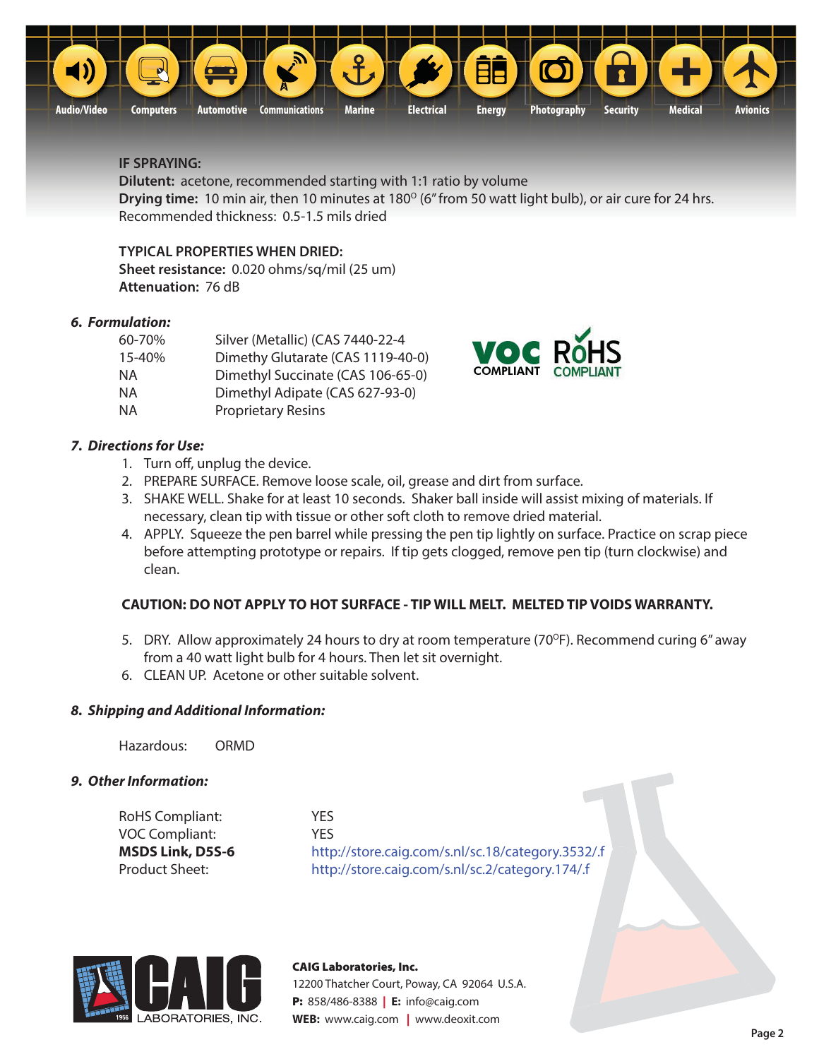Audio/Video Computers Automotive Communications Marine Electrical Energy Photography Security Medical Avionics

**IF SPRAYING:**
**Dilutent:** acetone, recommended starting with 1:1 ratio by volume
**Drying time:** 10 min air, then 10 minutes at 180$^{O}$ (6" from 50 watt light bulb), or air cure for 24 hrs.
Recommended thickness: 0.5-1.5 mils dried

**TYPICAL PROPERTIES WHEN DRIED:**
**Sheet resistance:** 0.020 ohms/sq/mil (25 um)
**Attenuation:** 76 dB

### *6. Formulation:*

| | |
|---|---|
| 60-70% | Silver (Metallic) (CAS 7440-22-4 |
| 15-40% | Dimethy Glutarate (CAS 1119-40-0) |
| NA | Dimethyl Succinate (CAS 106-65-0) |
| NA | Dimethyl Adipate (CAS 627-93-0) |
| NA | Proprietary Resins |

VOC COMPLIANT RoHS COMPLIANT

### *7. Directions for Use:*

1. Turn off, unplug the device.
2. PREPARE SURFACE. Remove loose scale, oil, grease and dirt from surface.
3. SHAKE WELL. Shake for at least 10 seconds. Shaker ball inside will assist mixing of materials. If necessary, clean tip with tissue or other soft cloth to remove dried material.
4. APPLY. Squeeze the pen barrel while pressing the pen tip lightly on surface. Practice on scrap piece before attempting prototype or repairs. If tip gets clogged, remove pen tip (turn clockwise) and clean.

**CAUTION: DO NOT APPLY TO HOT SURFACE - TIP WILL MELT. MELTED TIP VOIDS WARRANTY.**

5. DRY. Allow approximately 24 hours to dry at room temperature (70$^{O}$F). Recommend curing 6" away from a 40 watt light bulb for 4 hours. Then let sit overnight.
6. CLEAN UP. Acetone or other suitable solvent.

### *8. Shipping and Additional Information:*

Hazardous: ORMD

### *9. Other Information:*

| | |
|---|---|
| RoHS Compliant: | YES |
| VOC Compliant: | YES |
| **MSDS Link, D5S-6** | http://store.caig.com/s.nl/sc.18/category.3532/.f |
| Product Sheet: | http://store.caig.com/s.nl/sc.2/category.174/.f |

CAIG LABORATORIES, INC.

**CAIG Laboratories, Inc.**
12200 Thatcher Court, Poway, CA 92064 U.S.A.
**P:** 858/486-8388 | **E:** info@caig.com
**WEB:** www.caig.com | www.deoxit.com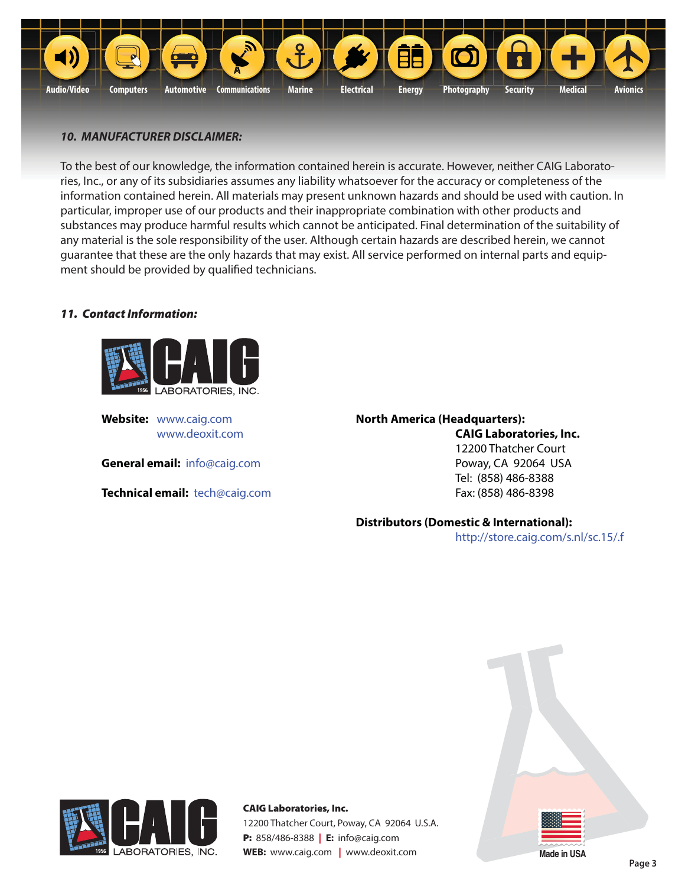### *10. MANUFACTURER DISCLAIMER:*

To the best of our knowledge, the information contained herein is accurate. However, neither CAIG Laboratories, Inc., or any of its subsidiaries assumes any liability whatsoever for the accuracy or completeness of the information contained herein. All materials may present unknown hazards and should be used with caution. In particular, improper use of our products and their inappropriate combination with other products and substances may produce harmful results which cannot be anticipated. Final determination of the suitability of any material is the sole responsibility of the user. Although certain hazards are described herein, we cannot guarantee that these are the only hazards that may exist. All service performed on internal parts and equipment should be provided by qualified technicians.

### *11. Contact Information:*

**Website:** www.caig.com
www.deoxit.com

**General email:** info@caig.com

**Technical email:** tech@caig.com

**North America (Headquarters):**
**CAIG Laboratories, Inc.**
12200 Thatcher Court
Poway, CA 92064 USA
Tel: (858) 486-8388
Fax: (858) 486-8398

**Distributors (Domestic & International):**
http://store.caig.com/s.nl/sc.15/.f

**CAIG Laboratories, Inc.**
12200 Thatcher Court, Poway, CA 92064 U.S.A.
**P:** 858/486-8388 | **E:** info@caig.com
**WEB:** www.caig.com | www.deoxit.com

Made in USA